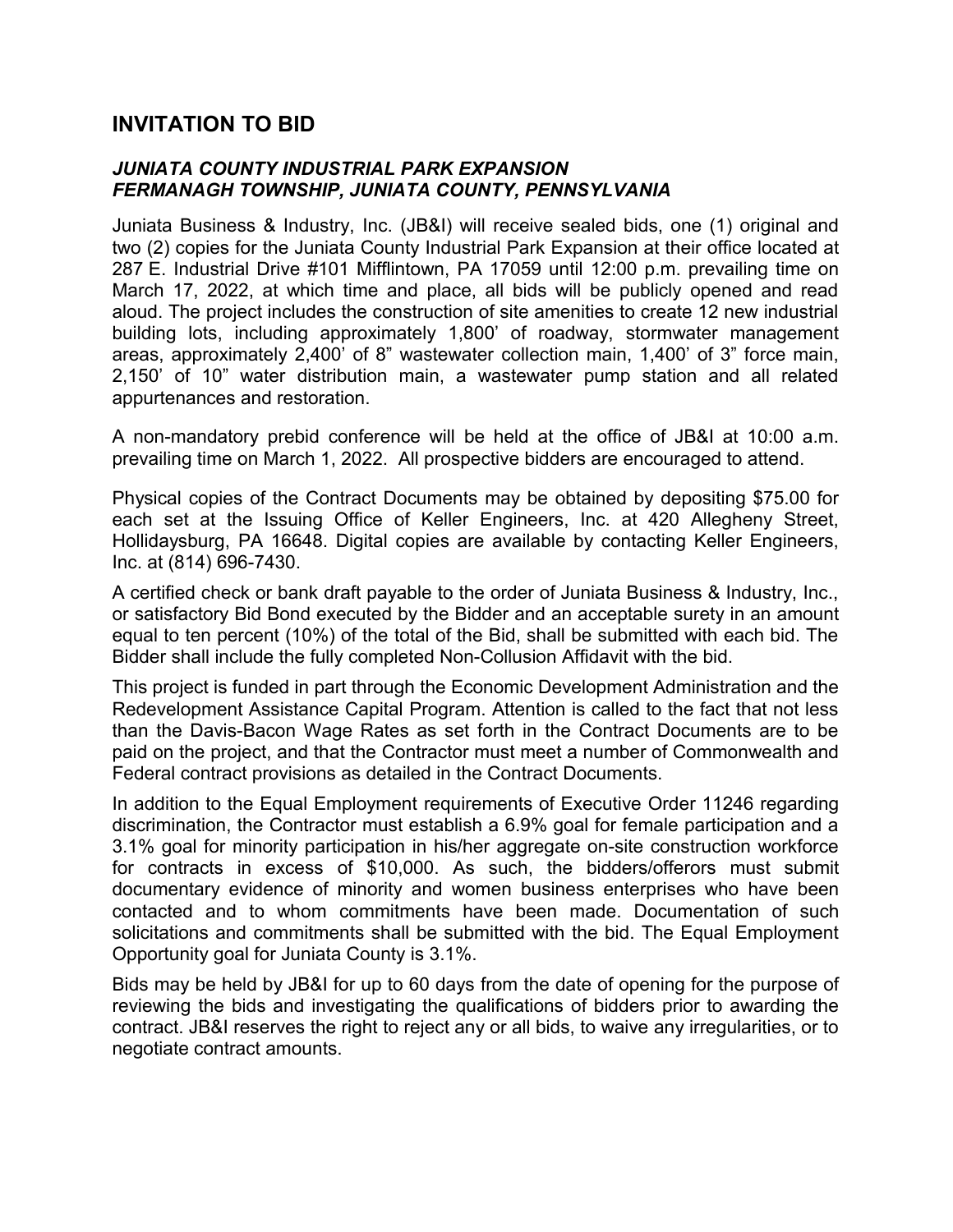# INVITATION TO BID

### *JUNIATA COUNTY INDUSTRIAL PARK EXPANSION*
### *FERMANAGH TOWNSHIP, JUNIATA COUNTY, PENNSYLVANIA*

Juniata Business & Industry, Inc. (JB&I) will receive sealed bids, one (1) original and two (2) copies for the Juniata County Industrial Park Expansion at their office located at 287 E. Industrial Drive #101 Mifflintown, PA 17059 until 12:00 p.m. prevailing time on March 17, 2022, at which time and place, all bids will be publicly opened and read aloud. The project includes the construction of site amenities to create 12 new industrial building lots, including approximately 1,800' of roadway, stormwater management areas, approximately 2,400' of 8" wastewater collection main, 1,400' of 3" force main, 2,150' of 10" water distribution main, a wastewater pump station and all related appurtenances and restoration.

A non-mandatory prebid conference will be held at the office of JB&I at 10:00 a.m. prevailing time on March 1, 2022. All prospective bidders are encouraged to attend.

Physical copies of the Contract Documents may be obtained by depositing $75.00 for each set at the Issuing Office of Keller Engineers, Inc. at 420 Allegheny Street, Hollidaysburg, PA 16648. Digital copies are available by contacting Keller Engineers, Inc. at (814) 696-7430.

A certified check or bank draft payable to the order of Juniata Business & Industry, Inc., or satisfactory Bid Bond executed by the Bidder and an acceptable surety in an amount equal to ten percent (10%) of the total of the Bid, shall be submitted with each bid. The Bidder shall include the fully completed Non-Collusion Affidavit with the bid.

This project is funded in part through the Economic Development Administration and the Redevelopment Assistance Capital Program. Attention is called to the fact that not less than the Davis-Bacon Wage Rates as set forth in the Contract Documents are to be paid on the project, and that the Contractor must meet a number of Commonwealth and Federal contract provisions as detailed in the Contract Documents.

In addition to the Equal Employment requirements of Executive Order 11246 regarding discrimination, the Contractor must establish a 6.9% goal for female participation and a 3.1% goal for minority participation in his/her aggregate on-site construction workforce for contracts in excess of $10,000. As such, the bidders/offerors must submit documentary evidence of minority and women business enterprises who have been contacted and to whom commitments have been made. Documentation of such solicitations and commitments shall be submitted with the bid. The Equal Employment Opportunity goal for Juniata County is 3.1%.

Bids may be held by JB&I for up to 60 days from the date of opening for the purpose of reviewing the bids and investigating the qualifications of bidders prior to awarding the contract. JB&I reserves the right to reject any or all bids, to waive any irregularities, or to negotiate contract amounts.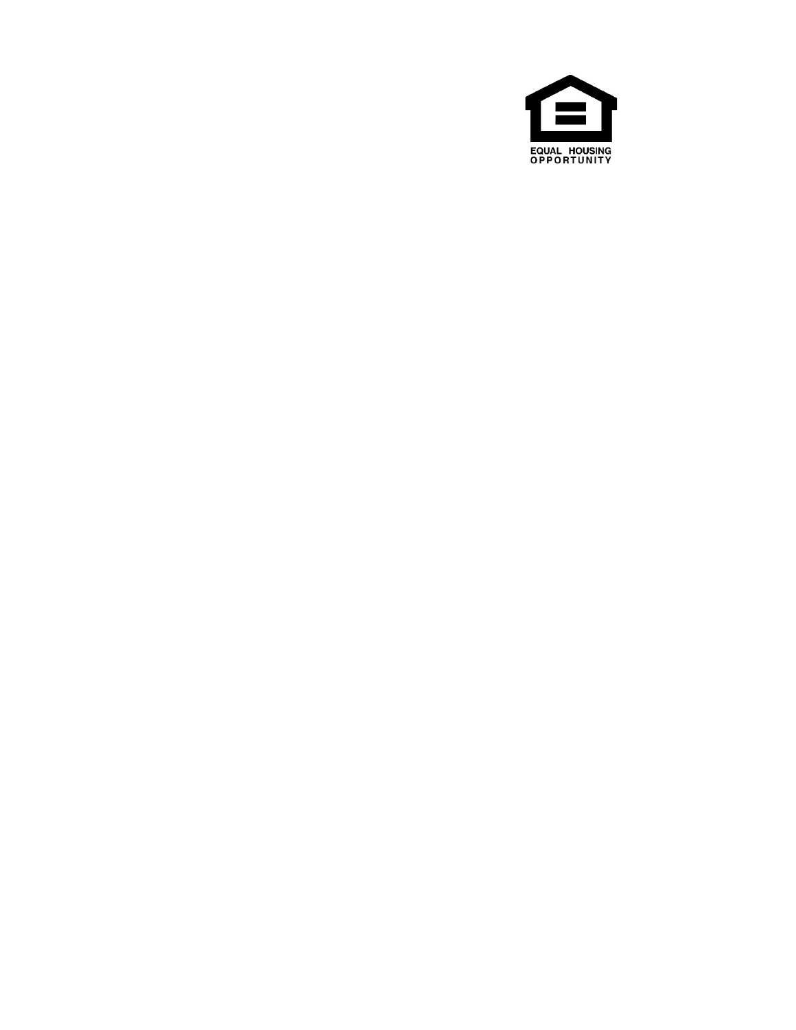EQUAL HOUSING
OPPORTUNITY